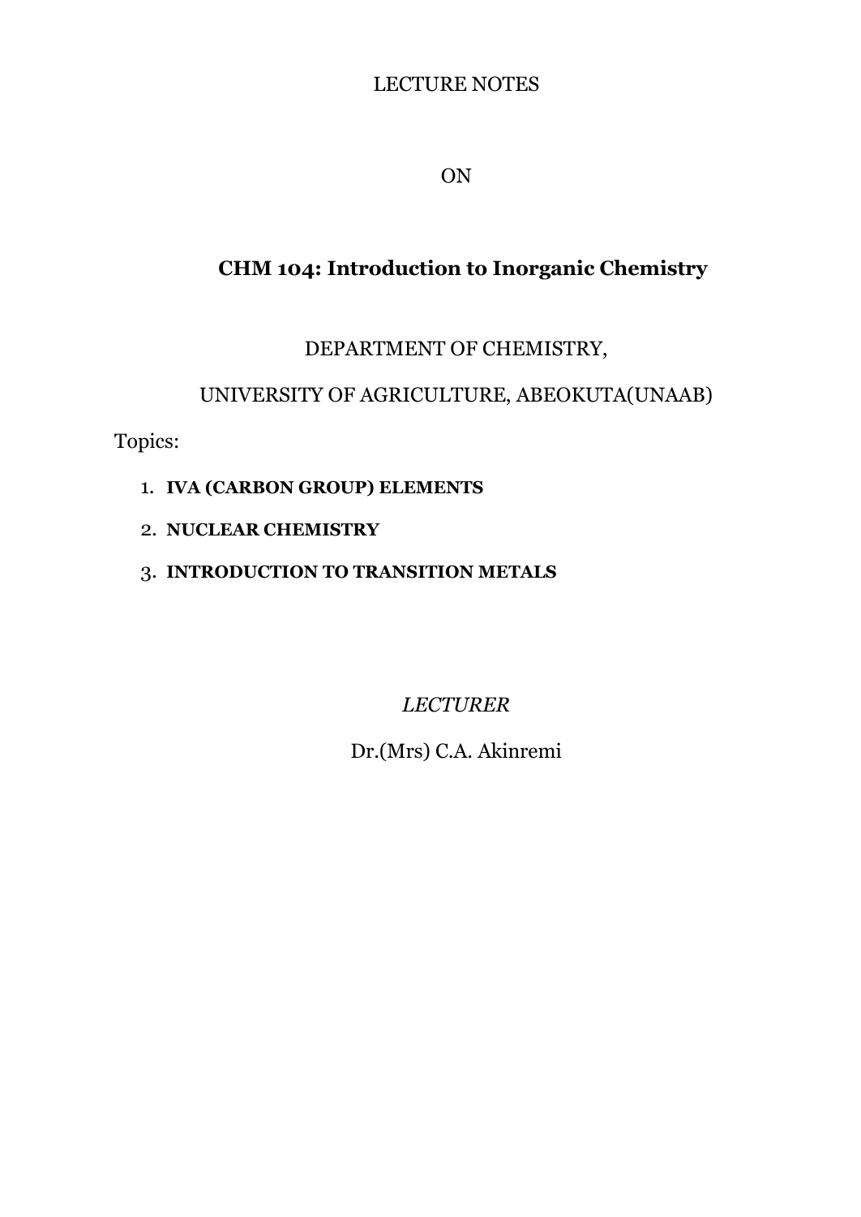LECTURE NOTES

ON

# CHM 104: Introduction to Inorganic Chemistry

DEPARTMENT OF CHEMISTRY,

UNIVERSITY OF AGRICULTURE, ABEOKUTA(UNAAB)

Topics:

1. **IVA (CARBON GROUP) ELEMENTS**
2. **NUCLEAR CHEMISTRY**
3. **INTRODUCTION TO TRANSITION METALS**

*LECTURER*

Dr.(Mrs) C.A. Akinremi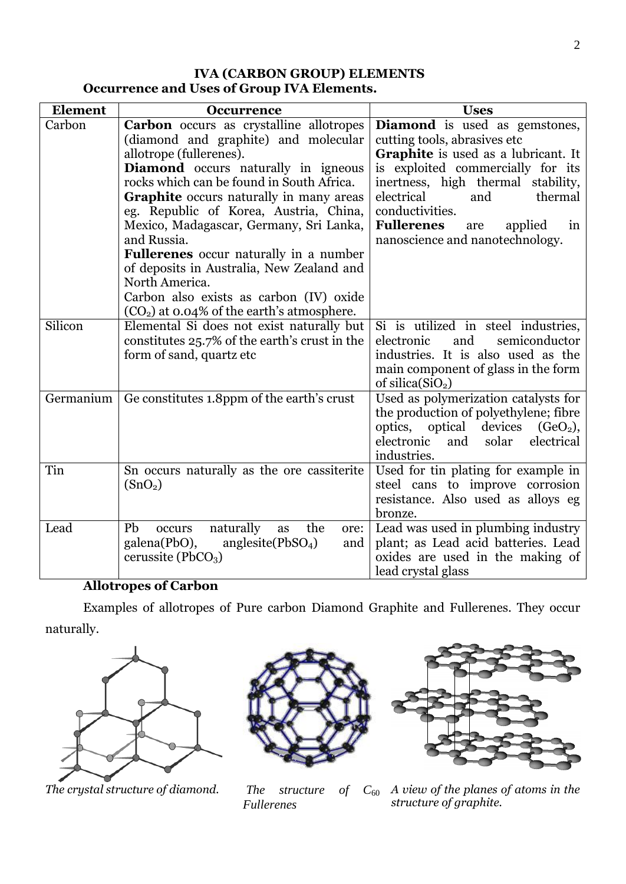## IVA (CARBON GROUP) ELEMENTS

### Occurrence and Uses of Group IVA Elements.

| Element | Occurrence | Uses |
|---|---|---|
| Carbon | **Carbon** occurs as crystalline allotropes (diamond and graphite) and molecular allotrope (fullerenes). **Diamond** occurs naturally in igneous rocks which can be found in South Africa. **Graphite** occurs naturally in many areas eg. Republic of Korea, Austria, China, Mexico, Madagascar, Germany, Sri Lanka, and Russia. **Fullerenes** occur naturally in a number of deposits in Australia, New Zealand and North America. Carbon also exists as carbon (IV) oxide ($CO_2$) at 0.04% of the earth's atmosphere. | **Diamond** is used as gemstones, cutting tools, abrasives etc **Graphite** is used as a lubricant. It is exploited commercially for its inertness, high thermal stability, electrical and thermal conductivities. **Fullerenes** are applied in nanoscience and nanotechnology. |
| Silicon | Elemental Si does not exist naturally but constitutes 25.7% of the earth's crust in the form of sand, quartz etc | Si is utilized in steel industries, electronic and semiconductor industries. It is also used as the main component of glass in the form of silica($SiO_2$) |
| Germanium | Ge constitutes 1.8ppm of the earth's crust | Used as polymerization catalysts for the production of polyethylene; fibre optics, optical devices ($GeO_2$), electronic and solar electrical industries. |
| Tin | Sn occurs naturally as the ore cassiterite ($SnO_2$) | Used for tin plating for example in steel cans to improve corrosion resistance. Also used as alloys eg bronze. |
| Lead | Pb occurs naturally as the ore: galena(PbO), anglesite($PbSO_4$) and cerussite ($PbCO_3$) | Lead was used in plumbing industry plant; as Lead acid batteries. Lead oxides are used in the making of lead crystal glass |

### Allotropes of Carbon

Examples of allotropes of Pure carbon Diamond Graphite and Fullerenes. They occur naturally.

*The crystal structure of diamond.*

*The structure of $C_{60}$ Fullerenes*

*A view of the planes of atoms in the structure of graphite.*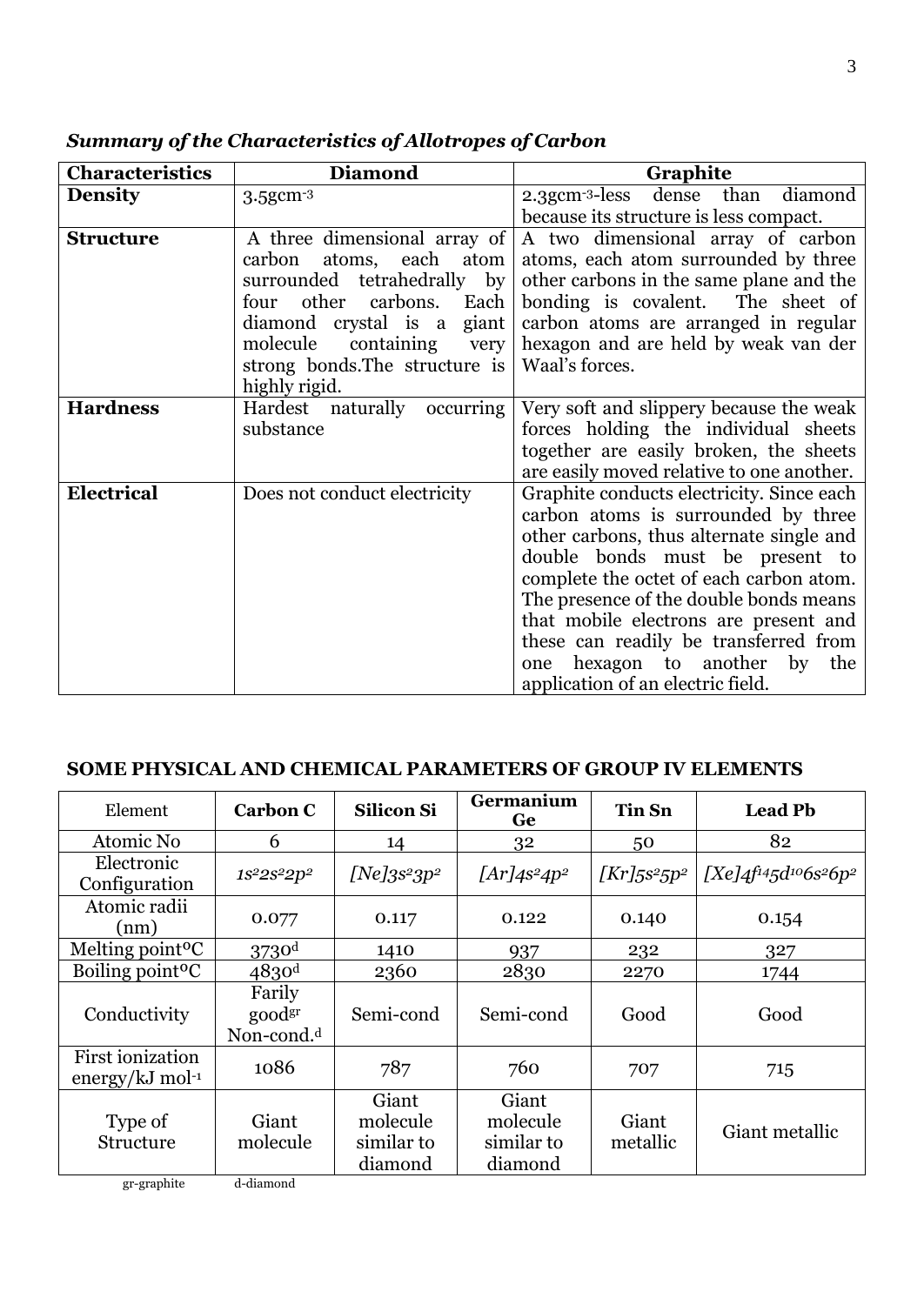***Summary of the Characteristics of Allotropes of Carbon***

| Characteristics | Diamond | Graphite |
|---|---|---|
| **Density** | 3.5gcm$^{-3}$ | 2.3gcm$^{-3}$-less dense than diamond because its structure is less compact. |
| **Structure** | A three dimensional array of carbon atoms, each atom surrounded tetrahedrally by four other carbons. Each diamond crystal is a giant molecule containing very strong bonds.The structure is highly rigid. | A two dimensional array of carbon atoms, each atom surrounded by three other carbons in the same plane and the bonding is covalent. The sheet of carbon atoms are arranged in regular hexagon and are held by weak van der Waal's forces. |
| **Hardness** | Hardest naturally occurring substance | Very soft and slippery because the weak forces holding the individual sheets together are easily broken, the sheets are easily moved relative to one another. |
| **Electrical** | Does not conduct electricity | Graphite conducts electricity. Since each carbon atoms is surrounded by three other carbons, thus alternate single and double bonds must be present to complete the octet of each carbon atom. The presence of the double bonds means that mobile electrons are present and these can readily be transferred from one hexagon to another by the application of an electric field. |

## SOME PHYSICAL AND CHEMICAL PARAMETERS OF GROUP IV ELEMENTS

| Element | Carbon C | Silicon Si | Germanium Ge | Tin Sn | Lead Pb |
|---|---|---|---|---|---|
| Atomic No | 6 | 14 | 32 | 50 | 82 |
| Electronic Configuration | $1s^2 2s^2 2p^2$ | $[Ne]3s^2 3p^2$ | $[Ar]4s^2 4p^2$ | $[Kr]5s^2 5p^2$ | $[Xe]4f^{14} 5d^{10} 6s^2 6p^2$ |
| Atomic radii (nm) | 0.077 | 0.117 | 0.122 | 0.140 | 0.154 |
| Melting point°C | 3730[d] | 1410 | 937 | 232 | 327 |
| Boiling point°C | 4830[d] | 2360 | 2830 | 2270 | 1744 |
| Conductivity | Farily good[gr] Non-cond.[d] | Semi-cond | Semi-cond | Good | Good |
| First ionization energy/kJ mol$^{-1}$ | 1086 | 787 | 760 | 707 | 715 |
| Type of Structure | Giant molecule | Giant molecule similar to diamond | Giant molecule similar to diamond | Giant metallic | Giant metallic |

gr-graphite  d-diamond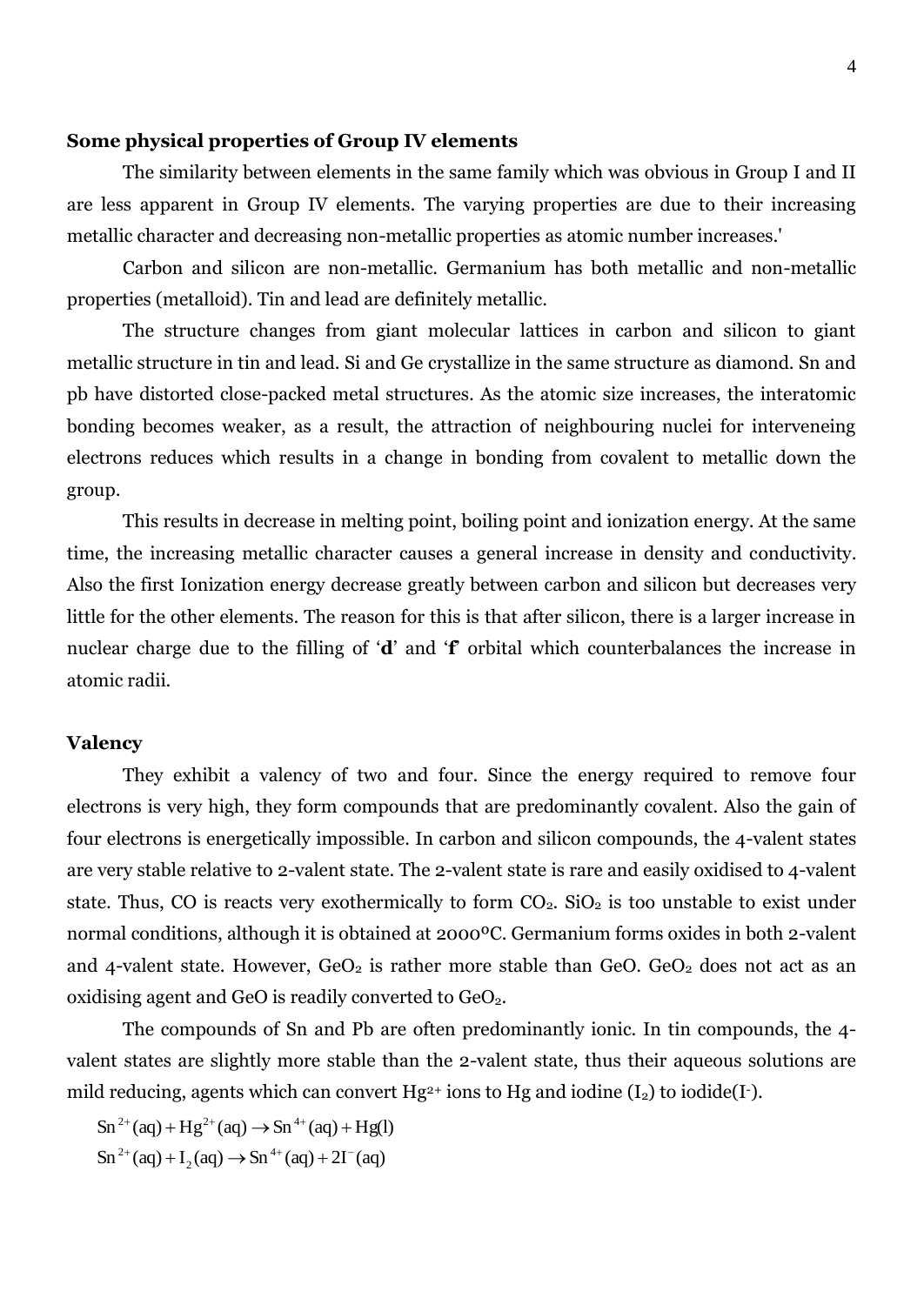**Some physical properties of Group IV elements**

The similarity between elements in the same family which was obvious in Group I and II are less apparent in Group IV elements. The varying properties are due to their increasing metallic character and decreasing non-metallic properties as atomic number increases.'

Carbon and silicon are non-metallic. Germanium has both metallic and non-metallic properties (metalloid). Tin and lead are definitely metallic.

The structure changes from giant molecular lattices in carbon and silicon to giant metallic structure in tin and lead. Si and Ge crystallize in the same structure as diamond. Sn and pb have distorted close-packed metal structures. As the atomic size increases, the interatomic bonding becomes weaker, as a result, the attraction of neighbouring nuclei for interveneing electrons reduces which results in a change in bonding from covalent to metallic down the group.

This results in decrease in melting point, boiling point and ionization energy. At the same time, the increasing metallic character causes a general increase in density and conductivity. Also the first Ionization energy decrease greatly between carbon and silicon but decreases very little for the other elements. The reason for this is that after silicon, there is a larger increase in nuclear charge due to the filling of '**d**' and '**f**' orbital which counterbalances the increase in atomic radii.

**Valency**

They exhibit a valency of two and four. Since the energy required to remove four electrons is very high, they form compounds that are predominantly covalent. Also the gain of four electrons is energetically impossible. In carbon and silicon compounds, the 4-valent states are very stable relative to 2-valent state. The 2-valent state is rare and easily oxidised to 4-valent state. Thus, CO is reacts very exothermically to form $CO_2$. $SiO_2$ is too unstable to exist under normal conditions, although it is obtained at 2000ºC. Germanium forms oxides in both 2-valent and 4-valent state. However, $GeO_2$ is rather more stable than GeO. $GeO_2$ does not act as an oxidising agent and GeO is readily converted to $GeO_2$.

The compounds of Sn and Pb are often predominantly ionic. In tin compounds, the 4-valent states are slightly more stable than the 2-valent state, thus their aqueous solutions are mild reducing, agents which can convert $Hg^{2+}$ ions to Hg and iodine ($I_2$) to iodide($I^-$).

$$Sn^{2+}(aq) + Hg^{2+}(aq) \rightarrow Sn^{4+}(aq) + Hg(l)$$

$$Sn^{2+}(aq) + I_2(aq) \rightarrow Sn^{4+}(aq) + 2I^-(aq)$$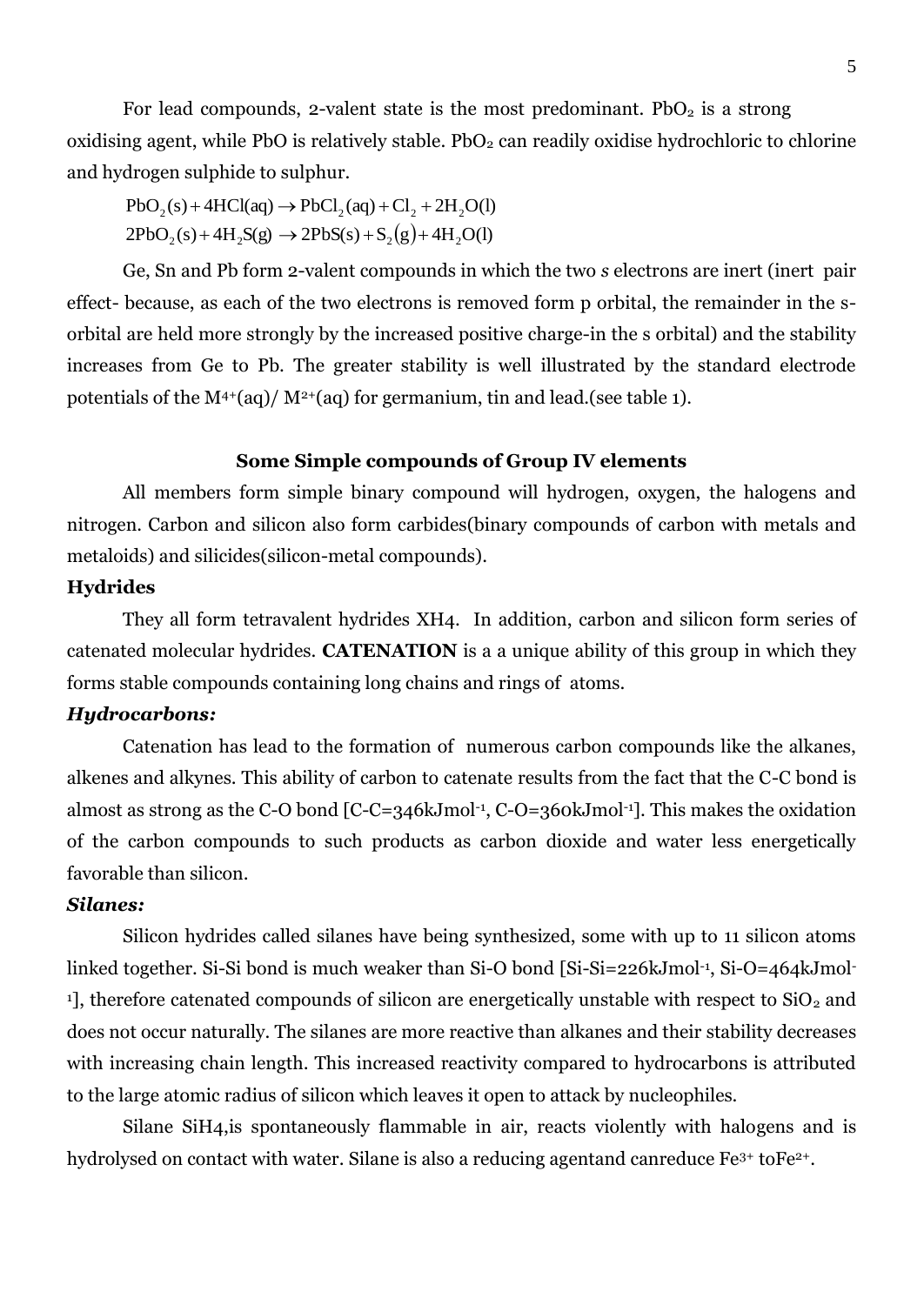For lead compounds, 2-valent state is the most predominant. $PbO_2$ is a strong oxidising agent, while PbO is relatively stable. $PbO_2$ can readily oxidise hydrochloric to chlorine and hydrogen sulphide to sulphur.

$$PbO_2(s) + 4HCl(aq) \rightarrow PbCl_2(aq) + Cl_2 + 2H_2O(l)$$
$$2PbO_2(s) + 4H_2S(g) \rightarrow 2PbS(s) + S_2(g) + 4H_2O(l)$$

Ge, Sn and Pb form 2-valent compounds in which the two *s* electrons are inert (inert pair effect- because, as each of the two electrons is removed form p orbital, the remainder in the s-orbital are held more strongly by the increased positive charge-in the s orbital) and the stability increases from Ge to Pb. The greater stability is well illustrated by the standard electrode potentials of the $M^{4+}(aq)/ M^{2+}(aq)$ for germanium, tin and lead.(see table 1).

## Some Simple compounds of Group IV elements

All members form simple binary compound will hydrogen, oxygen, the halogens and nitrogen. Carbon and silicon also form carbides(binary compounds of carbon with metals and metaloids) and silicides(silicon-metal compounds).

### Hydrides

They all form tetravalent hydrides XH4. In addition, carbon and silicon form series of catenated molecular hydrides. **CATENATION** is a a unique ability of this group in which they forms stable compounds containing long chains and rings of atoms.

#### *Hydrocarbons:*

Catenation has lead to the formation of numerous carbon compounds like the alkanes, alkenes and alkynes. This ability of carbon to catenate results from the fact that the C-C bond is almost as strong as the C-O bond [C-C=346kJmol$^{-1}$, C-O=360kJmol$^{-1}$]. This makes the oxidation of the carbon compounds to such products as carbon dioxide and water less energetically favorable than silicon.

#### *Silanes:*

Silicon hydrides called silanes have being synthesized, some with up to 11 silicon atoms linked together. Si-Si bond is much weaker than Si-O bond [Si-Si=226kJmol$^{-1}$, Si-O=464kJmol$^{-1}$], therefore catenated compounds of silicon are energetically unstable with respect to $SiO_2$ and does not occur naturally. The silanes are more reactive than alkanes and their stability decreases with increasing chain length. This increased reactivity compared to hydrocarbons is attributed to the large atomic radius of silicon which leaves it open to attack by nucleophiles.

Silane SiH4,is spontaneously flammable in air, reacts violently with halogens and is hydrolysed on contact with water. Silane is also a reducing agentand canreduce $Fe^{3+}$ to$Fe^{2+}$.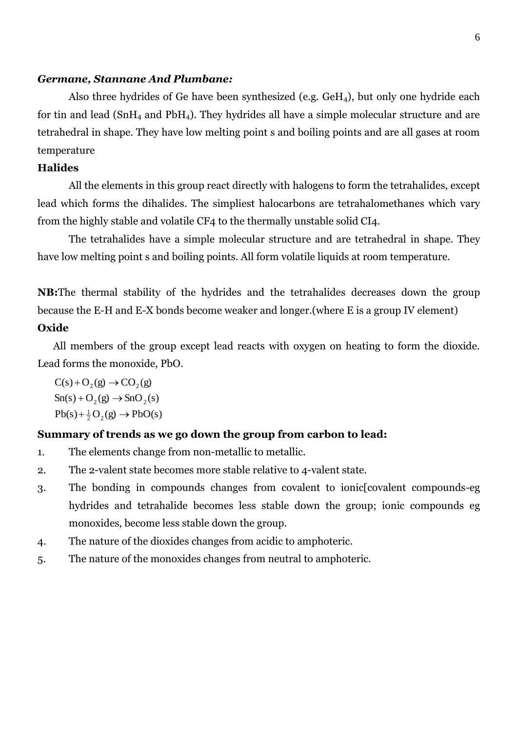***Germane, Stannane And Plumbane:***

Also three hydrides of Ge have been synthesized (e.g. $GeH_4$), but only one hydride each for tin and lead ($SnH_4$ and $PbH_4$). They hydrides all have a simple molecular structure and are tetrahedral in shape. They have low melting point s and boiling points and are all gases at room temperature

**Halides**

All the elements in this group react directly with halogens to form the tetrahalides, except lead which forms the dihalides. The simpliest halocarbons are tetrahalomethanes which vary from the highly stable and volatile CF4 to the thermally unstable solid CI4.

The tetrahalides have a simple molecular structure and are tetrahedral in shape. They have low melting point s and boiling points. All form volatile liquids at room temperature.

**NB:**The thermal stability of the hydrides and the tetrahalides decreases down the group because the E-H and E-X bonds become weaker and longer.(where E is a group IV element)

**Oxide**

All members of the group except lead reacts with oxygen on heating to form the dioxide. Lead forms the monoxide, PbO.

$$C(s) + O_2(g) \rightarrow CO_2(g)$$
$$Sn(s) + O_2(g) \rightarrow SnO_2(s)$$
$$Pb(s) + \tfrac{1}{2}O_2(g) \rightarrow PbO(s)$$

**Summary of trends as we go down the group from carbon to lead:**

1. The elements change from non-metallic to metallic.
2. The 2-valent state becomes more stable relative to 4-valent state.
3. The bonding in compounds changes from covalent to ionic[covalent compounds-eg hydrides and tetrahalide becomes less stable down the group; ionic compounds eg monoxides, become less stable down the group.
4. The nature of the dioxides changes from acidic to amphoteric.
5. The nature of the monoxides changes from neutral to amphoteric.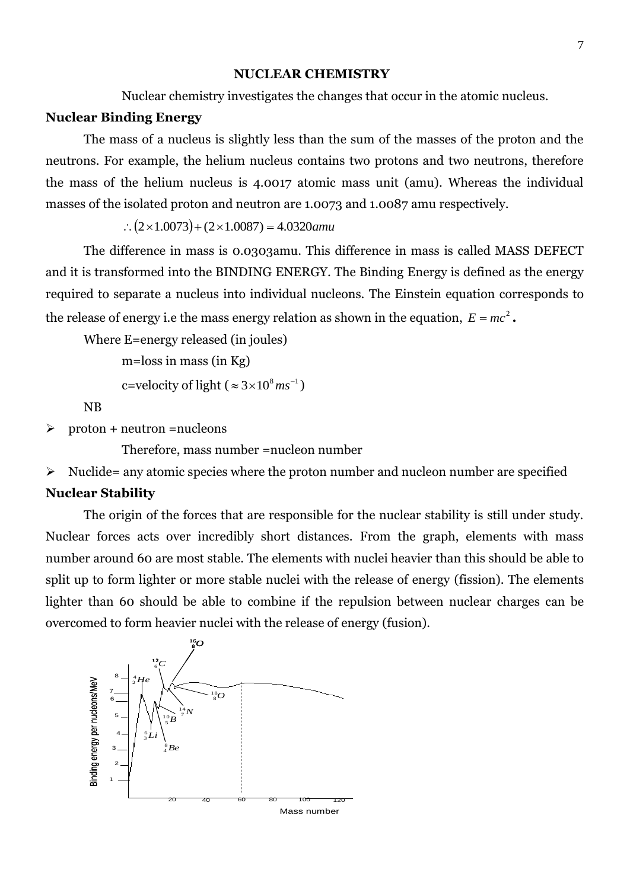## NUCLEAR CHEMISTRY

Nuclear chemistry investigates the changes that occur in the atomic nucleus.

### Nuclear Binding Energy

The mass of a nucleus is slightly less than the sum of the masses of the proton and the neutrons. For example, the helium nucleus contains two protons and two neutrons, therefore the mass of the helium nucleus is 4.0017 atomic mass unit (amu). Whereas the individual masses of the isolated proton and neutron are 1.0073 and 1.0087 amu respectively.

$$\therefore (2\times1.0073)+(2\times1.0087)=4.0320amu$$

The difference in mass is 0.0303amu. This difference in mass is called MASS DEFECT and it is transformed into the BINDING ENERGY. The Binding Energy is defined as the energy required to separate a nucleus into individual nucleons. The Einstein equation corresponds to the release of energy i.e the mass energy relation as shown in the equation, $E = mc^2$.

Where E=energy released (in joules)

m=loss in mass (in Kg)

c=velocity of light ($\approx 3\times10^8 ms^{-1}$)

NB

- proton + neutron =nucleons

  Therefore, mass number =nucleon number

- Nuclide= any atomic species where the proton number and nucleon number are specified

### Nuclear Stability

The origin of the forces that are responsible for the nuclear stability is still under study. Nuclear forces acts over incredibly short distances. From the graph, elements with mass number around 60 are most stable. The elements with nuclei heavier than this should be able to split up to form lighter or more stable nuclei with the release of energy (fission). The elements lighter than 60 should be able to combine if the repulsion between nuclear charges can be overcomed to form heavier nuclei with the release of energy (fusion).

Binding energy per nucleons/MeV vs Mass number (graph labels: ${}^{4}_{2}He$, ${}^{6}_{3}Li$, ${}^{8}_{4}Be$, ${}^{10}_{5}B$, ${}^{12}_{6}C$, ${}^{14}_{7}N$, ${}^{16}_{8}O$, ${}^{18}_{8}O$)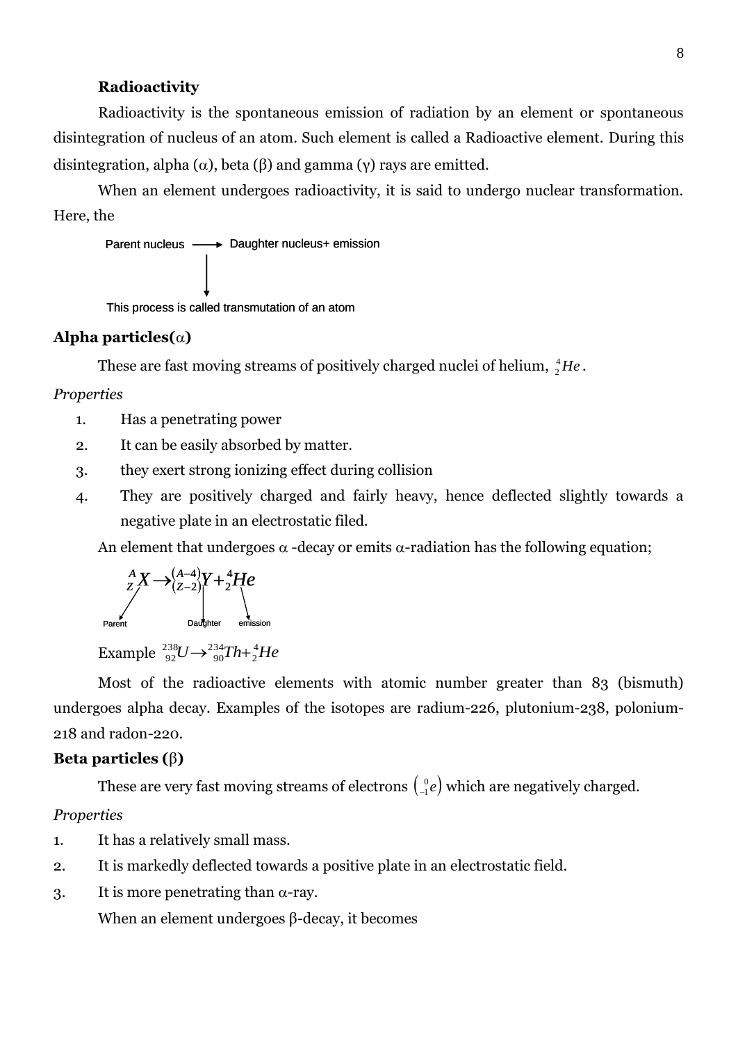**Radioactivity**

Radioactivity is the spontaneous emission of radiation by an element or spontaneous disintegration of nucleus of an atom. Such element is called a Radioactive element. During this disintegration, alpha (α), beta (β) and gamma (γ) rays are emitted.

When an element undergoes radioactivity, it is said to undergo nuclear transformation. Here, the

Parent nucleus ⟶ Daughter nucleus+ emission

This process is called transmutation of an atom

**Alpha particles(α)**

These are fast moving streams of positively charged nuclei of helium, ${}^{4}_{2}He$.

*Properties*

1. Has a penetrating power
2. It can be easily absorbed by matter.
3. they exert strong ionizing effect during collision
4. They are positively charged and fairly heavy, hence deflected slightly towards a negative plate in an electrostatic filed.

An element that undergoes α -decay or emits α-radiation has the following equation;

$${}^{A}_{Z}X \rightarrow {}^{(A-4)}_{(Z-2)}Y + {}^{4}_{2}He$$

Parent — Daughter — emission

Example ${}^{238}_{92}U \rightarrow {}^{234}_{90}Th + {}^{4}_{2}He$

Most of the radioactive elements with atomic number greater than 83 (bismuth) undergoes alpha decay. Examples of the isotopes are radium-226, plutonium-238, polonium-218 and radon-220.

**Beta particles (β)**

These are very fast moving streams of electrons $\left({}^{0}_{-1}e\right)$ which are negatively charged.

*Properties*

1. It has a relatively small mass.
2. It is markedly deflected towards a positive plate in an electrostatic field.
3. It is more penetrating than α-ray.

When an element undergoes β-decay, it becomes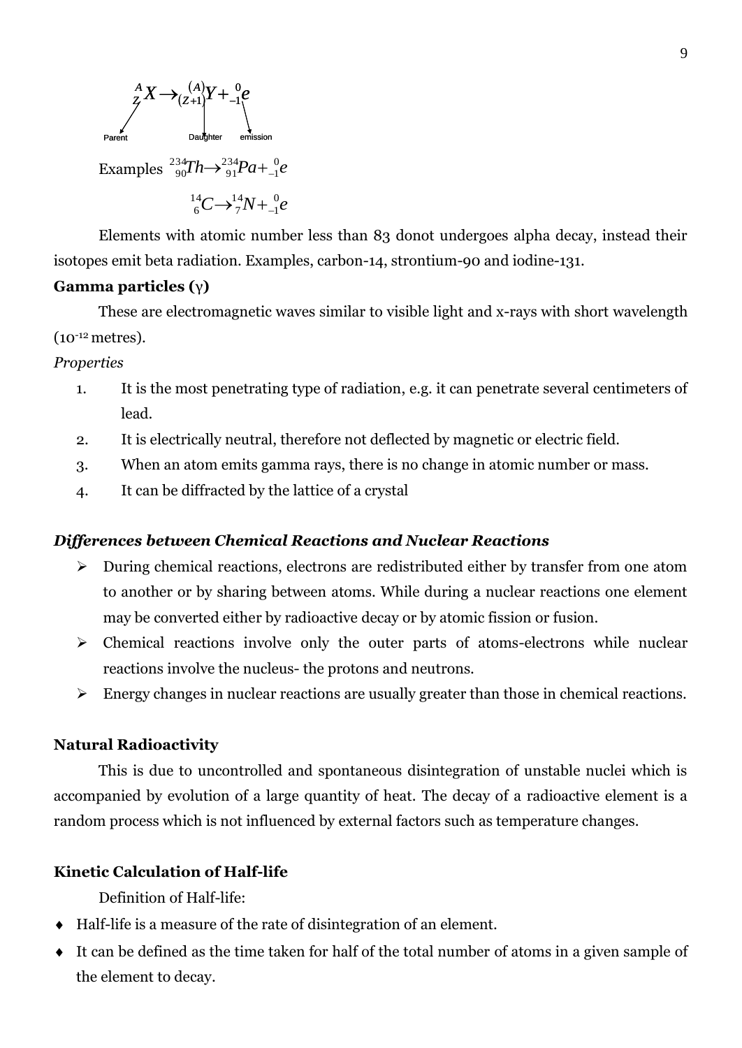$$^{A}_{Z}X \rightarrow ^{(A)}_{(Z+1)}Y + ^{0}_{-1}e$$

Parent Daughter emission

Examples $^{234}_{90}Th \rightarrow ^{234}_{91}Pa + ^{0}_{-1}e$

$$^{14}_{6}C \rightarrow ^{14}_{7}N + ^{0}_{-1}e$$

Elements with atomic number less than 83 donot undergoes alpha decay, instead their isotopes emit beta radiation. Examples, carbon-14, strontium-90 and iodine-131.

**Gamma particles (γ)**

These are electromagnetic waves similar to visible light and x-rays with short wavelength ($10^{-12}$ metres).

*Properties*

1. It is the most penetrating type of radiation, e.g. it can penetrate several centimeters of lead.
2. It is electrically neutral, therefore not deflected by magnetic or electric field.
3. When an atom emits gamma rays, there is no change in atomic number or mass.
4. It can be diffracted by the lattice of a crystal

***Differences between Chemical Reactions and Nuclear Reactions***

- During chemical reactions, electrons are redistributed either by transfer from one atom to another or by sharing between atoms. While during a nuclear reactions one element may be converted either by radioactive decay or by atomic fission or fusion.
- Chemical reactions involve only the outer parts of atoms-electrons while nuclear reactions involve the nucleus- the protons and neutrons.
- Energy changes in nuclear reactions are usually greater than those in chemical reactions.

**Natural Radioactivity**

This is due to uncontrolled and spontaneous disintegration of unstable nuclei which is accompanied by evolution of a large quantity of heat. The decay of a radioactive element is a random process which is not influenced by external factors such as temperature changes.

**Kinetic Calculation of Half-life**

Definition of Half-life:

- Half-life is a measure of the rate of disintegration of an element.
- It can be defined as the time taken for half of the total number of atoms in a given sample of the element to decay.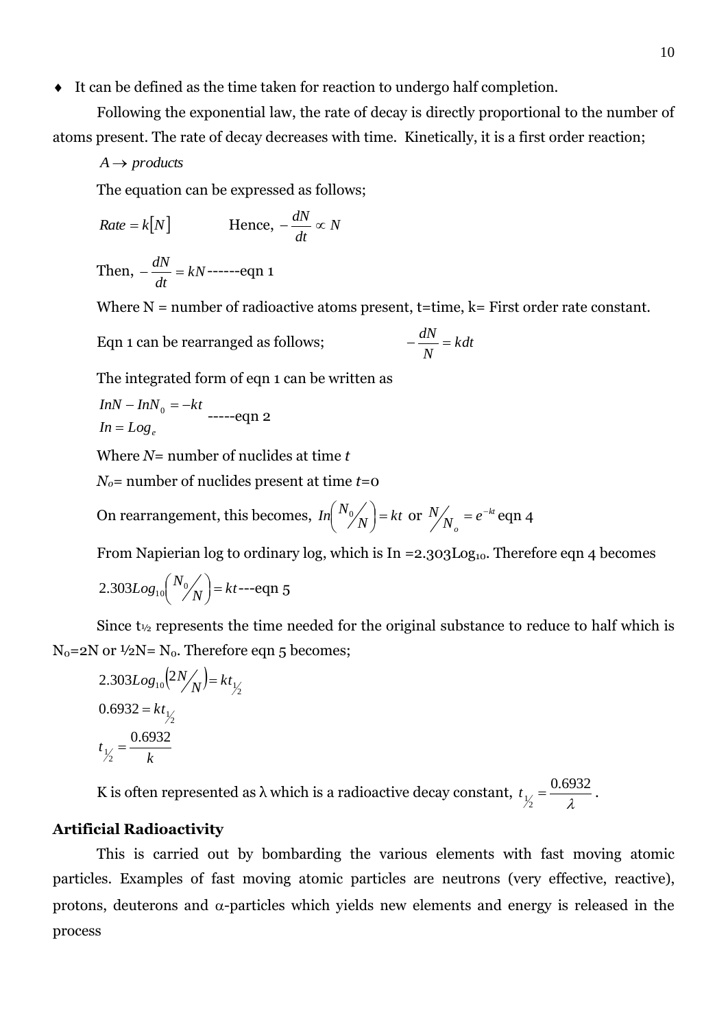- It can be defined as the time taken for reaction to undergo half completion.

Following the exponential law, the rate of decay is directly proportional to the number of atoms present. The rate of decay decreases with time. Kinetically, it is a first order reaction;

$A \rightarrow products$

The equation can be expressed as follows;

$Rate = k[N]$ Hence, $-\frac{dN}{dt} \propto N$

Then, $-\frac{dN}{dt} = kN$------eqn 1

Where N = number of radioactive atoms present, t=time, k= First order rate constant.

Eqn 1 can be rearranged as follows; $-\frac{dN}{N} = kdt$

The integrated form of eqn 1 can be written as

$$InN - InN_0 = -kt \quad \text{-----eqn 2}$$
$$In = Log_e$$

Where $N$= number of nuclides at time $t$

$N_o$= number of nuclides present at time $t$=0

On rearrangement, this becomes, $In\left(\frac{N_0}{N}\right) = kt$ or $\frac{N}{N_o} = e^{-kt}$ eqn 4

From Napierian log to ordinary log, which is In =2.303$Log_{10}$. Therefore eqn 4 becomes

$$2.303Log_{10}\left(\frac{N_0}{N}\right) = kt\text{---eqn 5}$$

Since $t_{1/2}$ represents the time needed for the original substance to reduce to half which is $N_0$=2N or ½N= $N_0$. Therefore eqn 5 becomes;

$$2.303Log_{10}\left(\frac{2N}{N}\right) = kt_{1/2}$$
$$0.6932 = kt_{1/2}$$
$$t_{1/2} = \frac{0.6932}{k}$$

K is often represented as λ which is a radioactive decay constant, $t_{1/2} = \frac{0.6932}{\lambda}$.

**Artificial Radioactivity**

This is carried out by bombarding the various elements with fast moving atomic particles. Examples of fast moving atomic particles are neutrons (very effective, reactive), protons, deuterons and $\alpha$-particles which yields new elements and energy is released in the process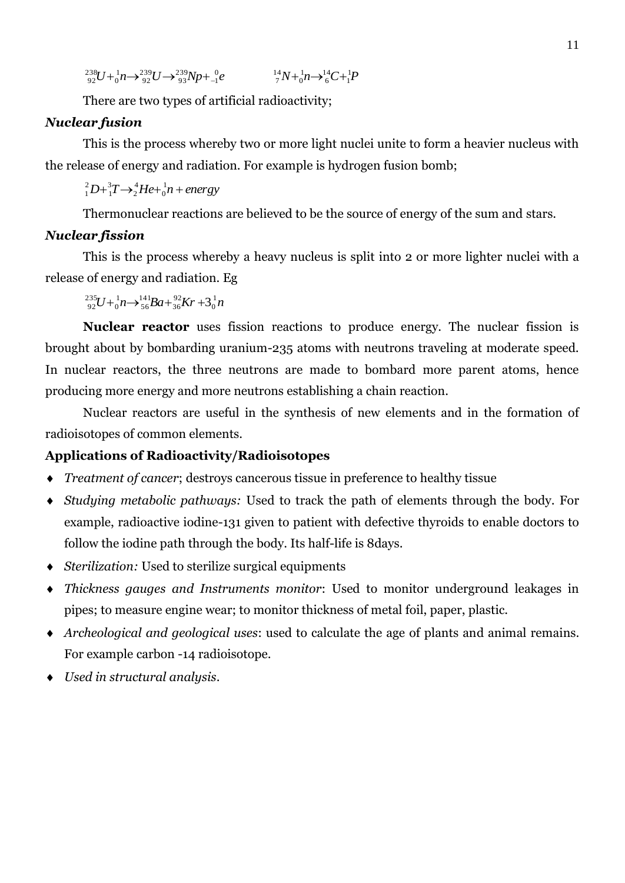$^{238}_{92}U + ^{1}_{0}n \rightarrow ^{239}_{92}U \rightarrow ^{239}_{93}Np + ^{0}_{-1}e$ $\quad\quad$ $^{14}_{7}N + ^{1}_{0}n \rightarrow ^{14}_{6}C + ^{1}_{1}P$

There are two types of artificial radioactivity;

***Nuclear fusion***

This is the process whereby two or more light nuclei unite to form a heavier nucleus with the release of energy and radiation. For example is hydrogen fusion bomb;

$$^{2}_{1}D + ^{3}_{1}T \rightarrow ^{4}_{2}He + ^{1}_{0}n + energy$$

Thermonuclear reactions are believed to be the source of energy of the sum and stars.

***Nuclear fission***

This is the process whereby a heavy nucleus is split into 2 or more lighter nuclei with a release of energy and radiation. Eg

$$^{235}_{92}U + ^{1}_{0}n \rightarrow ^{141}_{56}Ba + ^{92}_{36}Kr + 3^{1}_{0}n$$

**Nuclear reactor** uses fission reactions to produce energy. The nuclear fission is brought about by bombarding uranium-235 atoms with neutrons traveling at moderate speed. In nuclear reactors, the three neutrons are made to bombard more parent atoms, hence producing more energy and more neutrons establishing a chain reaction.

Nuclear reactors are useful in the synthesis of new elements and in the formation of radioisotopes of common elements.

**Applications of Radioactivity/Radioisotopes**

- *Treatment of cancer*; destroys cancerous tissue in preference to healthy tissue
- *Studying metabolic pathways:* Used to track the path of elements through the body. For example, radioactive iodine-131 given to patient with defective thyroids to enable doctors to follow the iodine path through the body. Its half-life is 8days.
- *Sterilization:* Used to sterilize surgical equipments
- *Thickness gauges and Instruments monitor*: Used to monitor underground leakages in pipes; to measure engine wear; to monitor thickness of metal foil, paper, plastic.
- *Archeological and geological uses*: used to calculate the age of plants and animal remains. For example carbon -14 radioisotope.
- *Used in structural analysis*.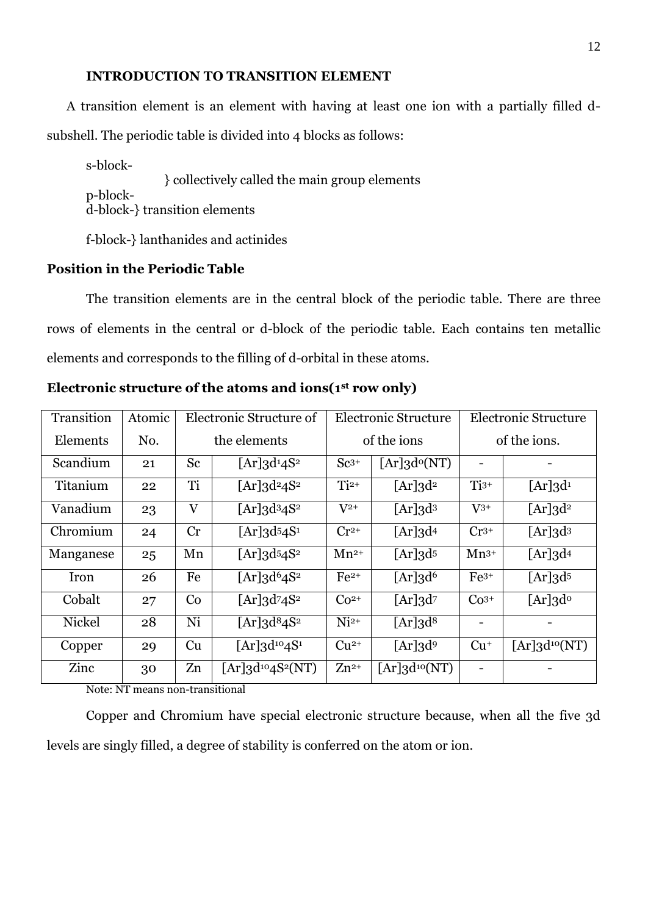### INTRODUCTION TO TRANSITION ELEMENT

A transition element is an element with having at least one ion with a partially filled d-subshell. The periodic table is divided into 4 blocks as follows:

s-block-
} collectively called the main group elements
p-block-
d-block-} transition elements

f-block-} lanthanides and actinides

**Position in the Periodic Table**

The transition elements are in the central block of the periodic table. There are three rows of elements in the central or d-block of the periodic table. Each contains ten metallic elements and corresponds to the filling of d-orbital in these atoms.

**Electronic structure of the atoms and ions(1st row only)**

| Transition Elements | Atomic No. | Electronic Structure of the elements | | Electronic Structure of the ions | | Electronic Structure of the ions. | |
|---|---|---|---|---|---|---|---|
| Scandium | 21 | Sc | $[Ar]3d^1 4S^2$ | $Sc^{3+}$ | $[Ar]3d^0$(NT) | - | - |
| Titanium | 22 | Ti | $[Ar]3d^2 4S^2$ | $Ti^{2+}$ | $[Ar]3d^2$ | $Ti^{3+}$ | $[Ar]3d^1$ |
| Vanadium | 23 | V | $[Ar]3d^3 4S^2$ | $V^{2+}$ | $[Ar]3d^3$ | $V^{3+}$ | $[Ar]3d^2$ |
| Chromium | 24 | Cr | $[Ar]3d^5 4S^1$ | $Cr^{2+}$ | $[Ar]3d^4$ | $Cr^{3+}$ | $[Ar]3d^3$ |
| Manganese | 25 | Mn | $[Ar]3d^5 4S^2$ | $Mn^{2+}$ | $[Ar]3d^5$ | $Mn^{3+}$ | $[Ar]3d^4$ |
| Iron | 26 | Fe | $[Ar]3d^6 4S^2$ | $Fe^{2+}$ | $[Ar]3d^6$ | $Fe^{3+}$ | $[Ar]3d^5$ |
| Cobalt | 27 | Co | $[Ar]3d^7 4S^2$ | $Co^{2+}$ | $[Ar]3d^7$ | $Co^{3+}$ | $[Ar]3d^0$ |
| Nickel | 28 | Ni | $[Ar]3d^8 4S^2$ | $Ni^{2+}$ | $[Ar]3d^8$ | - | - |
| Copper | 29 | Cu | $[Ar]3d^{10} 4S^1$ | $Cu^{2+}$ | $[Ar]3d^9$ | $Cu^{+}$ | $[Ar]3d^{10}$(NT) |
| Zinc | 30 | Zn | $[Ar]3d^{10} 4S^2$(NT) | $Zn^{2+}$ | $[Ar]3d^{10}$(NT) | - | - |

Note: NT means non-transitional

Copper and Chromium have special electronic structure because, when all the five 3d levels are singly filled, a degree of stability is conferred on the atom or ion.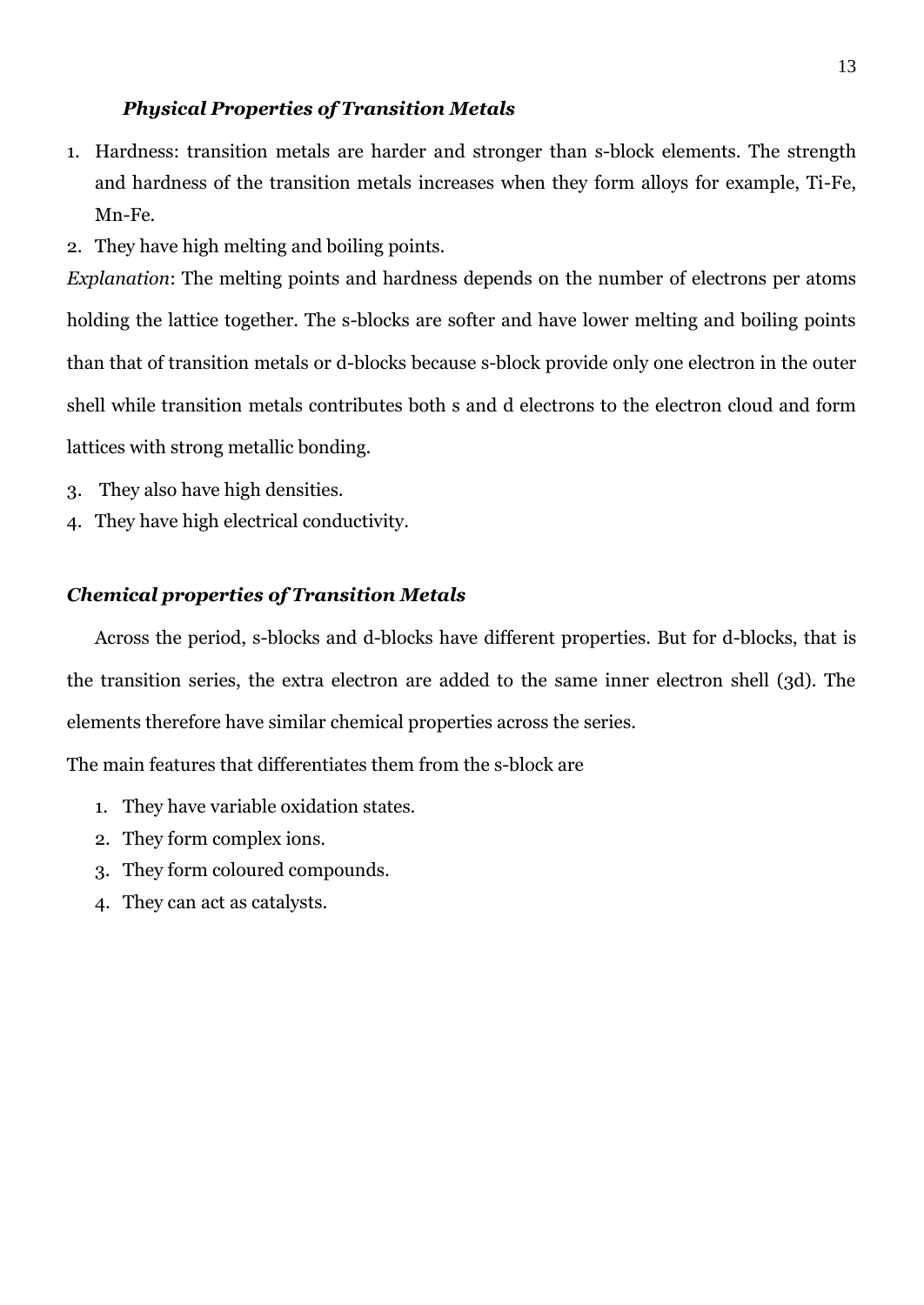### ***Physical Properties of Transition Metals***

1. Hardness: transition metals are harder and stronger than s-block elements. The strength and hardness of the transition metals increases when they form alloys for example, Ti-Fe, Mn-Fe.
2. They have high melting and boiling points.

*Explanation*: The melting points and hardness depends on the number of electrons per atoms holding the lattice together. The s-blocks are softer and have lower melting and boiling points than that of transition metals or d-blocks because s-block provide only one electron in the outer shell while transition metals contributes both s and d electrons to the electron cloud and form lattices with strong metallic bonding.

3. They also have high densities.
4. They have high electrical conductivity.

### ***Chemical properties of Transition Metals***

Across the period, s-blocks and d-blocks have different properties. But for d-blocks, that is the transition series, the extra electron are added to the same inner electron shell (3d). The elements therefore have similar chemical properties across the series.

The main features that differentiates them from the s-block are

1. They have variable oxidation states.
2. They form complex ions.
3. They form coloured compounds.
4. They can act as catalysts.